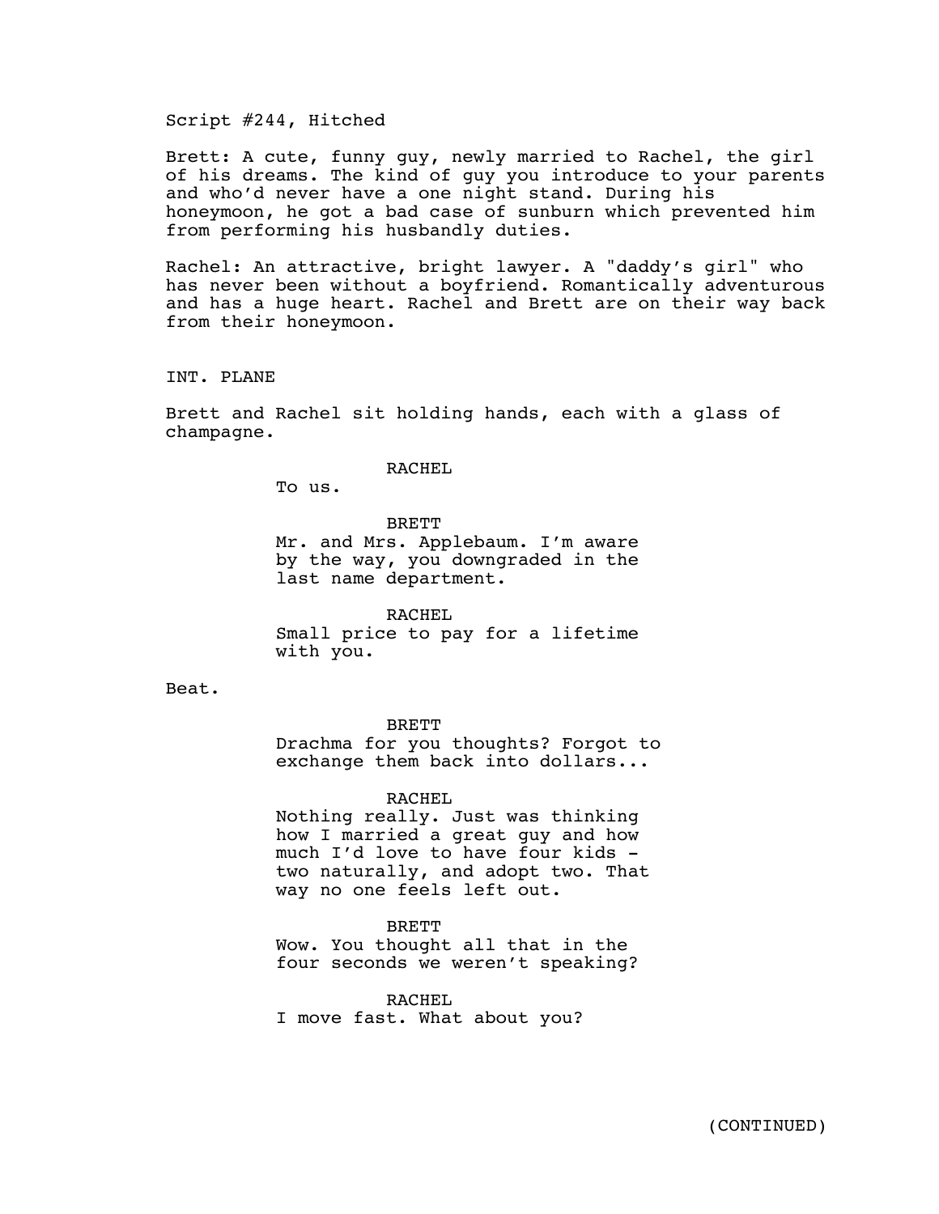Script #244, Hitched

Brett: A cute, funny guy, newly married to Rachel, the girl of his dreams. The kind of guy you introduce to your parents and who'd never have a one night stand. During his honeymoon, he got a bad case of sunburn which prevented him from performing his husbandly duties.

Rachel: An attractive, bright lawyer. A "daddy's girl" who has never been without a boyfriend. Romantically adventurous and has a huge heart. Rachel and Brett are on their way back from their honeymoon.

INT. PLANE

Brett and Rachel sit holding hands, each with a glass of champagne.

RACHEL
To us.

BRETT
Mr. and Mrs. Applebaum. I'm aware by the way, you downgraded in the last name department.

RACHEL
Small price to pay for a lifetime with you.

Beat.

BRETT
Drachma for you thoughts? Forgot to exchange them back into dollars...

RACHEL
Nothing really. Just was thinking how I married a great guy and how much I'd love to have four kids - two naturally, and adopt two. That way no one feels left out.

BRETT
Wow. You thought all that in the four seconds we weren't speaking?

RACHEL
I move fast. What about you?

(CONTINUED)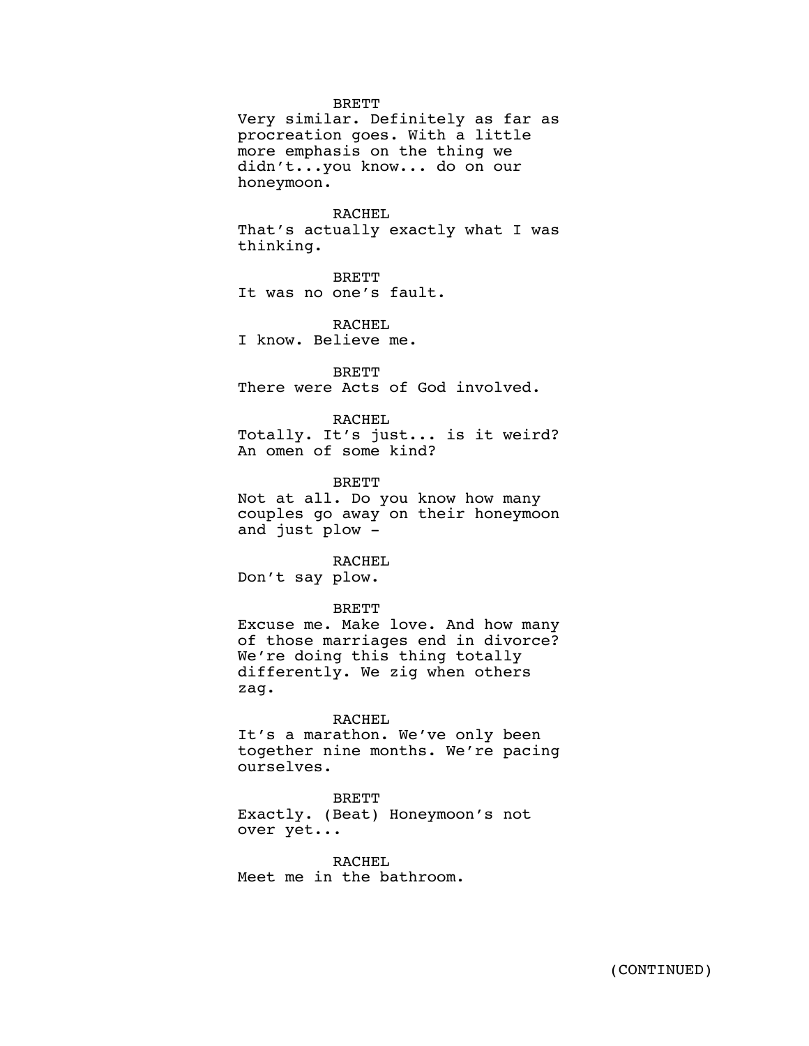BRETT

Very similar. Definitely as far as procreation goes. With a little more emphasis on the thing we didn't...you know... do on our honeymoon.

RACHEL

That's actually exactly what I was thinking.

BRETT

It was no one's fault.

RACHEL

I know. Believe me.

BRETT

There were Acts of God involved.

RACHEL

Totally. It's just... is it weird? An omen of some kind?

BRETT

Not at all. Do you know how many couples go away on their honeymoon and just plow -

RACHEL

Don't say plow.

BRETT

Excuse me. Make love. And how many of those marriages end in divorce? We're doing this thing totally differently. We zig when others zag.

RACHEL

It's a marathon. We've only been together nine months. We're pacing ourselves.

BRETT

Exactly. (Beat) Honeymoon's not over yet...

RACHEL

Meet me in the bathroom.

(CONTINUED)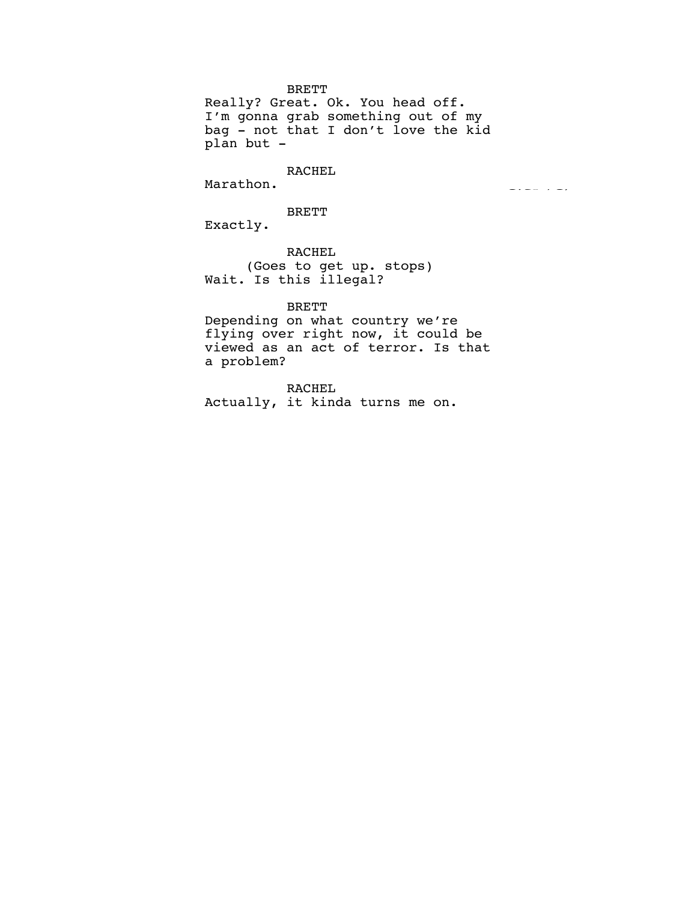BRETT
Really? Great. Ok. You head off. I'm gonna grab something out of my bag - not that I don't love the kid plan but -

RACHEL
Marathon.

BRETT
Exactly.

RACHEL
(Goes to get up. stops)
Wait. Is this illegal?

BRETT
Depending on what country we're flying over right now, it could be viewed as an act of terror. Is that a problem?

RACHEL
Actually, it kinda turns me on.